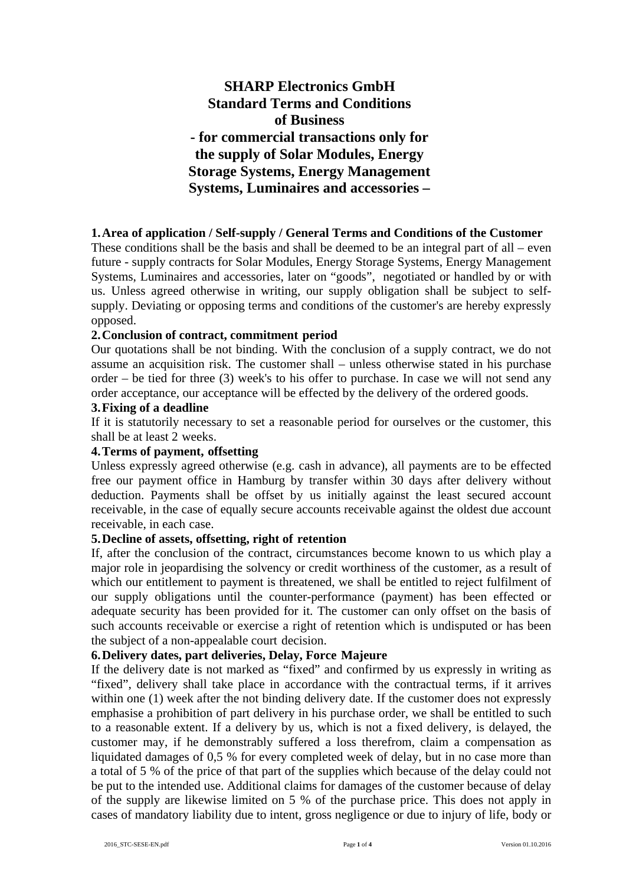# SHARP Electronics GmbH Standard Terms and Conditions of Business - for commercial transactions only for the supply of Solar Modules, Energy Storage Systems, Energy Management Systems, Luminaires and accessories –

## 1. Area of application / Self-supply / General Terms and Conditions of the Customer

These conditions shall be the basis and shall be deemed to be an integral part of all – even future - supply contracts for Solar Modules, Energy Storage Systems, Energy Management Systems, Luminaires and accessories, later on “goods”, negotiated or handled by or with us. Unless agreed otherwise in writing, our supply obligation shall be subject to self-supply. Deviating or opposing terms and conditions of the customer's are hereby expressly opposed.

## 2. Conclusion of contract, commitment period

Our quotations shall be not binding. With the conclusion of a supply contract, we do not assume an acquisition risk. The customer shall – unless otherwise stated in his purchase order – be tied for three (3) week's to his offer to purchase. In case we will not send any order acceptance, our acceptance will be effected by the delivery of the ordered goods.

## 3. Fixing of a deadline

If it is statutorily necessary to set a reasonable period for ourselves or the customer, this shall be at least 2 weeks.

## 4. Terms of payment, offsetting

Unless expressly agreed otherwise (e.g. cash in advance), all payments are to be effected free our payment office in Hamburg by transfer within 30 days after delivery without deduction. Payments shall be offset by us initially against the least secured account receivable, in the case of equally secure accounts receivable against the oldest due account receivable, in each case.

## 5. Decline of assets, offsetting, right of retention

If, after the conclusion of the contract, circumstances become known to us which play a major role in jeopardising the solvency or credit worthiness of the customer, as a result of which our entitlement to payment is threatened, we shall be entitled to reject fulfilment of our supply obligations until the counter-performance (payment) has been effected or adequate security has been provided for it. The customer can only offset on the basis of such accounts receivable or exercise a right of retention which is undisputed or has been the subject of a non-appealable court decision.

## 6. Delivery dates, part deliveries, Delay, Force Majeure

If the delivery date is not marked as “fixed” and confirmed by us expressly in writing as “fixed”, delivery shall take place in accordance with the contractual terms, if it arrives within one (1) week after the not binding delivery date. If the customer does not expressly emphasise a prohibition of part delivery in his purchase order, we shall be entitled to such to a reasonable extent. If a delivery by us, which is not a fixed delivery, is delayed, the customer may, if he demonstrably suffered a loss therefrom, claim a compensation as liquidated damages of 0,5 % for every completed week of delay, but in no case more than a total of 5 % of the price of that part of the supplies which because of the delay could not be put to the intended use. Additional claims for damages of the customer because of delay of the supply are likewise limited on 5 % of the purchase price. This does not apply in cases of mandatory liability due to intent, gross negligence or due to injury of life, body or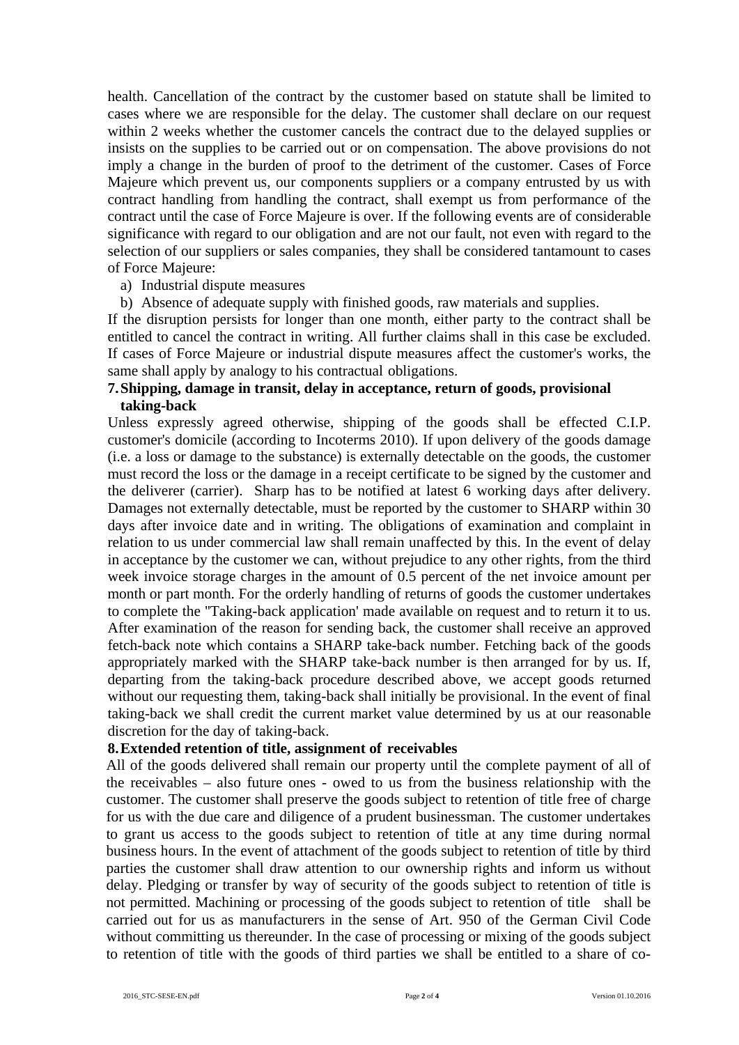health. Cancellation of the contract by the customer based on statute shall be limited to cases where we are responsible for the delay. The customer shall declare on our request within 2 weeks whether the customer cancels the contract due to the delayed supplies or insists on the supplies to be carried out or on compensation. The above provisions do not imply a change in the burden of proof to the detriment of the customer. Cases of Force Majeure which prevent us, our components suppliers or a company entrusted by us with contract handling from handling the contract, shall exempt us from performance of the contract until the case of Force Majeure is over. If the following events are of considerable significance with regard to our obligation and are not our fault, not even with regard to the selection of our suppliers or sales companies, they shall be considered tantamount to cases of Force Majeure:

a) Industrial dispute measures

b) Absence of adequate supply with finished goods, raw materials and supplies.

If the disruption persists for longer than one month, either party to the contract shall be entitled to cancel the contract in writing. All further claims shall in this case be excluded. If cases of Force Majeure or industrial dispute measures affect the customer's works, the same shall apply by analogy to his contractual obligations.

**7. Shipping, damage in transit, delay in acceptance, return of goods, provisional taking-back**

Unless expressly agreed otherwise, shipping of the goods shall be effected C.I.P. customer's domicile (according to Incoterms 2010). If upon delivery of the goods damage (i.e. a loss or damage to the substance) is externally detectable on the goods, the customer must record the loss or the damage in a receipt certificate to be signed by the customer and the deliverer (carrier). Sharp has to be notified at latest 6 working days after delivery. Damages not externally detectable, must be reported by the customer to SHARP within 30 days after invoice date and in writing. The obligations of examination and complaint in relation to us under commercial law shall remain unaffected by this. In the event of delay in acceptance by the customer we can, without prejudice to any other rights, from the third week invoice storage charges in the amount of 0.5 percent of the net invoice amount per month or part month. For the orderly handling of returns of goods the customer undertakes to complete the ''Taking-back application' made available on request and to return it to us. After examination of the reason for sending back, the customer shall receive an approved fetch-back note which contains a SHARP take-back number. Fetching back of the goods appropriately marked with the SHARP take-back number is then arranged for by us. If, departing from the taking-back procedure described above, we accept goods returned without our requesting them, taking-back shall initially be provisional. In the event of final taking-back we shall credit the current market value determined by us at our reasonable discretion for the day of taking-back.

**8. Extended retention of title, assignment of receivables**

All of the goods delivered shall remain our property until the complete payment of all of the receivables – also future ones - owed to us from the business relationship with the customer. The customer shall preserve the goods subject to retention of title free of charge for us with the due care and diligence of a prudent businessman. The customer undertakes to grant us access to the goods subject to retention of title at any time during normal business hours. In the event of attachment of the goods subject to retention of title by third parties the customer shall draw attention to our ownership rights and inform us without delay. Pledging or transfer by way of security of the goods subject to retention of title is not permitted. Machining or processing of the goods subject to retention of title shall be carried out for us as manufacturers in the sense of Art. 950 of the German Civil Code without committing us thereunder. In the case of processing or mixing of the goods subject to retention of title with the goods of third parties we shall be entitled to a share of co-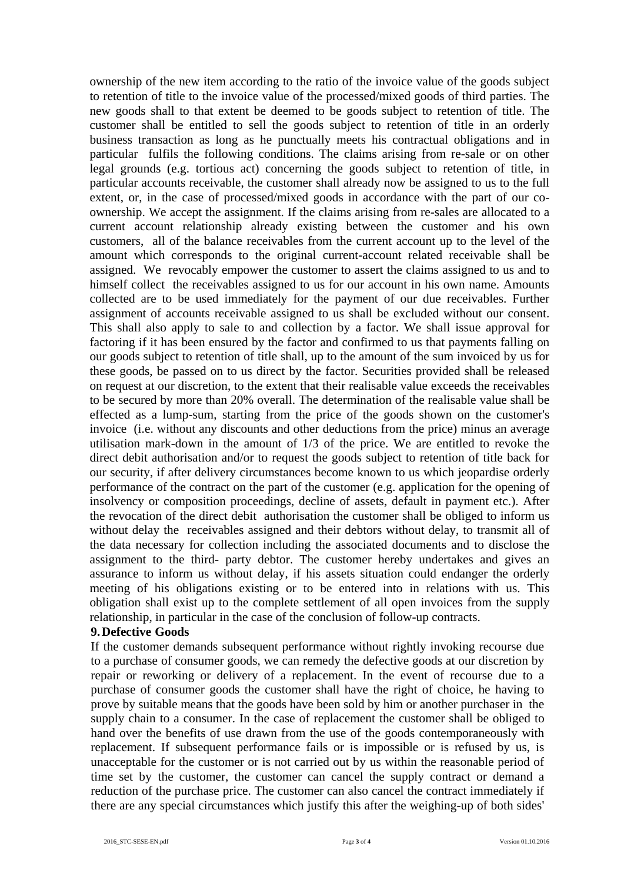ownership of the new item according to the ratio of the invoice value of the goods subject to retention of title to the invoice value of the processed/mixed goods of third parties. The new goods shall to that extent be deemed to be goods subject to retention of title. The customer shall be entitled to sell the goods subject to retention of title in an orderly business transaction as long as he punctually meets his contractual obligations and in particular fulfils the following conditions. The claims arising from re-sale or on other legal grounds (e.g. tortious act) concerning the goods subject to retention of title, in particular accounts receivable, the customer shall already now be assigned to us to the full extent, or, in the case of processed/mixed goods in accordance with the part of our co-ownership. We accept the assignment. If the claims arising from re-sales are allocated to a current account relationship already existing between the customer and his own customers, all of the balance receivables from the current account up to the level of the amount which corresponds to the original current-account related receivable shall be assigned. We revocably empower the customer to assert the claims assigned to us and to himself collect the receivables assigned to us for our account in his own name. Amounts collected are to be used immediately for the payment of our due receivables. Further assignment of accounts receivable assigned to us shall be excluded without our consent. This shall also apply to sale to and collection by a factor. We shall issue approval for factoring if it has been ensured by the factor and confirmed to us that payments falling on our goods subject to retention of title shall, up to the amount of the sum invoiced by us for these goods, be passed on to us direct by the factor. Securities provided shall be released on request at our discretion, to the extent that their realisable value exceeds the receivables to be secured by more than 20% overall. The determination of the realisable value shall be effected as a lump-sum, starting from the price of the goods shown on the customer's invoice (i.e. without any discounts and other deductions from the price) minus an average utilisation mark-down in the amount of 1/3 of the price. We are entitled to revoke the direct debit authorisation and/or to request the goods subject to retention of title back for our security, if after delivery circumstances become known to us which jeopardise orderly performance of the contract on the part of the customer (e.g. application for the opening of insolvency or composition proceedings, decline of assets, default in payment etc.). After the revocation of the direct debit authorisation the customer shall be obliged to inform us without delay the receivables assigned and their debtors without delay, to transmit all of the data necessary for collection including the associated documents and to disclose the assignment to the third- party debtor. The customer hereby undertakes and gives an assurance to inform us without delay, if his assets situation could endanger the orderly meeting of his obligations existing or to be entered into in relations with us. This obligation shall exist up to the complete settlement of all open invoices from the supply relationship, in particular in the case of the conclusion of follow-up contracts.

**9. Defective Goods**

If the customer demands subsequent performance without rightly invoking recourse due to a purchase of consumer goods, we can remedy the defective goods at our discretion by repair or reworking or delivery of a replacement. In the event of recourse due to a purchase of consumer goods the customer shall have the right of choice, he having to prove by suitable means that the goods have been sold by him or another purchaser in the supply chain to a consumer. In the case of replacement the customer shall be obliged to hand over the benefits of use drawn from the use of the goods contemporaneously with replacement. If subsequent performance fails or is impossible or is refused by us, is unacceptable for the customer or is not carried out by us within the reasonable period of time set by the customer, the customer can cancel the supply contract or demand a reduction of the purchase price. The customer can also cancel the contract immediately if there are any special circumstances which justify this after the weighing-up of both sides'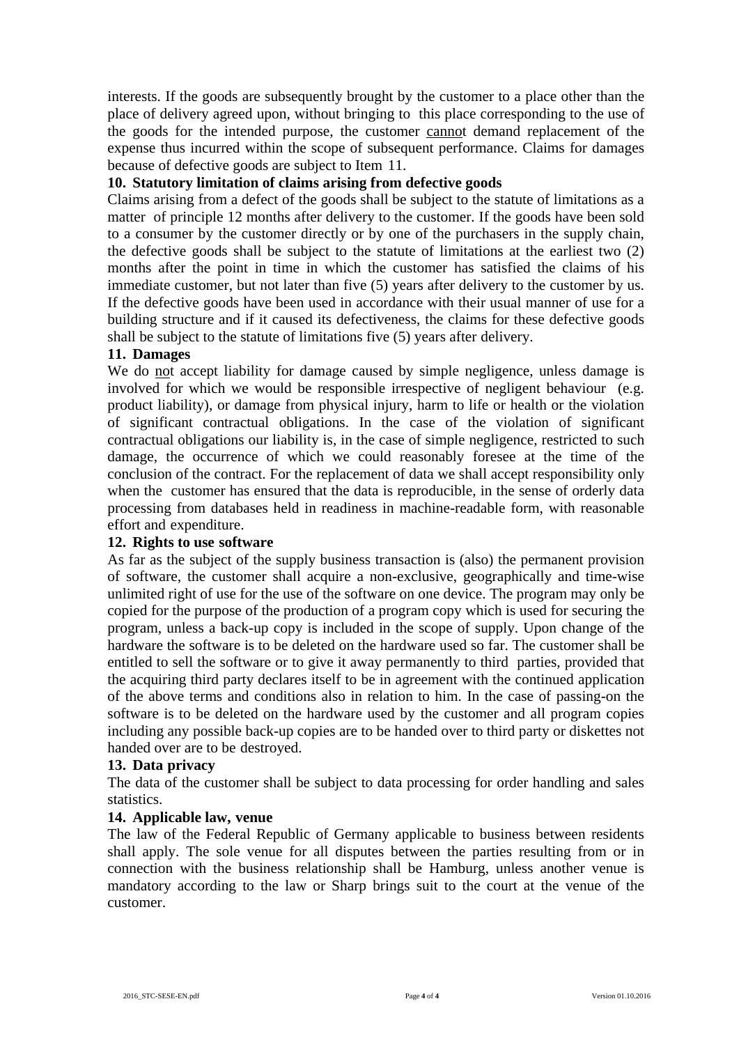interests. If the goods are subsequently brought by the customer to a place other than the place of delivery agreed upon, without bringing to this place corresponding to the use of the goods for the intended purpose, the customer <u>canno</u>t demand replacement of the expense thus incurred within the scope of subsequent performance. Claims for damages because of defective goods are subject to Item 11.

**10. Statutory limitation of claims arising from defective goods**

Claims arising from a defect of the goods shall be subject to the statute of limitations as a matter of principle 12 months after delivery to the customer. If the goods have been sold to a consumer by the customer directly or by one of the purchasers in the supply chain, the defective goods shall be subject to the statute of limitations at the earliest two (2) months after the point in time in which the customer has satisfied the claims of his immediate customer, but not later than five (5) years after delivery to the customer by us. If the defective goods have been used in accordance with their usual manner of use for a building structure and if it caused its defectiveness, the claims for these defective goods shall be subject to the statute of limitations five (5) years after delivery.

**11. Damages**

We do <u>no</u>t accept liability for damage caused by simple negligence, unless damage is involved for which we would be responsible irrespective of negligent behaviour (e.g. product liability), or damage from physical injury, harm to life or health or the violation of significant contractual obligations. In the case of the violation of significant contractual obligations our liability is, in the case of simple negligence, restricted to such damage, the occurrence of which we could reasonably foresee at the time of the conclusion of the contract. For the replacement of data we shall accept responsibility only when the customer has ensured that the data is reproducible, in the sense of orderly data processing from databases held in readiness in machine-readable form, with reasonable effort and expenditure.

**12. Rights to use software**

As far as the subject of the supply business transaction is (also) the permanent provision of software, the customer shall acquire a non-exclusive, geographically and time-wise unlimited right of use for the use of the software on one device. The program may only be copied for the purpose of the production of a program copy which is used for securing the program, unless a back-up copy is included in the scope of supply. Upon change of the hardware the software is to be deleted on the hardware used so far. The customer shall be entitled to sell the software or to give it away permanently to third parties, provided that the acquiring third party declares itself to be in agreement with the continued application of the above terms and conditions also in relation to him. In the case of passing-on the software is to be deleted on the hardware used by the customer and all program copies including any possible back-up copies are to be handed over to third party or diskettes not handed over are to be destroyed.

**13. Data privacy**

The data of the customer shall be subject to data processing for order handling and sales statistics.

**14. Applicable law, venue**

The law of the Federal Republic of Germany applicable to business between residents shall apply. The sole venue for all disputes between the parties resulting from or in connection with the business relationship shall be Hamburg, unless another venue is mandatory according to the law or Sharp brings suit to the court at the venue of the customer.